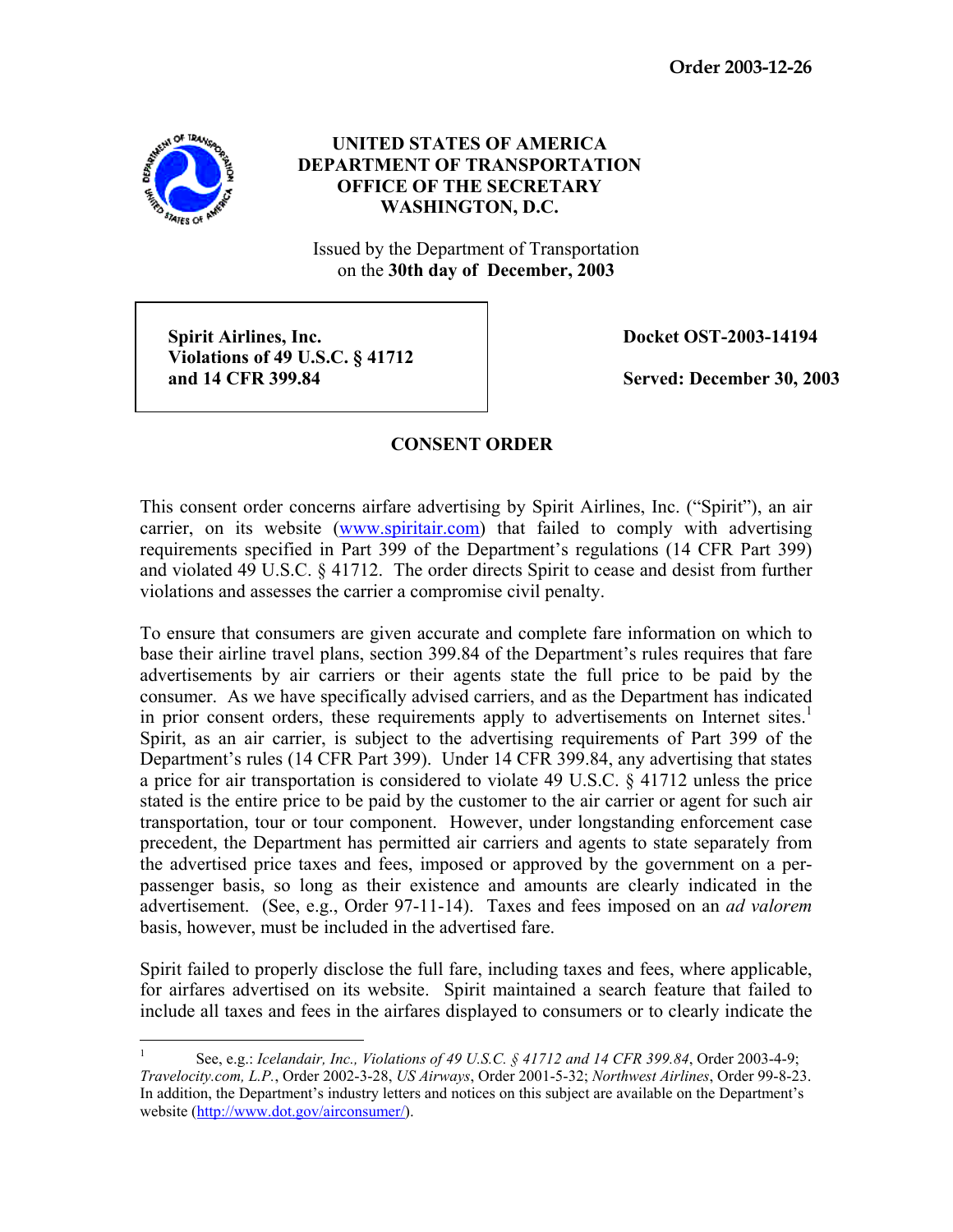**Order 2003-12-26**

**UNITED STATES OF AMERICA**
**DEPARTMENT OF TRANSPORTATION**
**OFFICE OF THE SECRETARY**
**WASHINGTON, D.C.**

Issued by the Department of Transportation
on the **30th day of December, 2003**

| **Spirit Airlines, Inc.** **Violations of 49 U.S.C. § 41712** **and 14 CFR 399.84** | **Docket OST-2003-14194** **Served: December 30, 2003** |
|---|---|

## CONSENT ORDER

This consent order concerns airfare advertising by Spirit Airlines, Inc. ("Spirit"), an air carrier, on its website (www.spiritair.com) that failed to comply with advertising requirements specified in Part 399 of the Department's regulations (14 CFR Part 399) and violated 49 U.S.C. § 41712. The order directs Spirit to cease and desist from further violations and assesses the carrier a compromise civil penalty.

To ensure that consumers are given accurate and complete fare information on which to base their airline travel plans, section 399.84 of the Department's rules requires that fare advertisements by air carriers or their agents state the full price to be paid by the consumer. As we have specifically advised carriers, and as the Department has indicated in prior consent orders, these requirements apply to advertisements on Internet sites.[1] Spirit, as an air carrier, is subject to the advertising requirements of Part 399 of the Department's rules (14 CFR Part 399). Under 14 CFR 399.84, any advertising that states a price for air transportation is considered to violate 49 U.S.C. § 41712 unless the price stated is the entire price to be paid by the customer to the air carrier or agent for such air transportation, tour or tour component. However, under longstanding enforcement case precedent, the Department has permitted air carriers and agents to state separately from the advertised price taxes and fees, imposed or approved by the government on a per-passenger basis, so long as their existence and amounts are clearly indicated in the advertisement. (See, e.g., Order 97-11-14). Taxes and fees imposed on an *ad valorem* basis, however, must be included in the advertised fare.

Spirit failed to properly disclose the full fare, including taxes and fees, where applicable, for airfares advertised on its website. Spirit maintained a search feature that failed to include all taxes and fees in the airfares displayed to consumers or to clearly indicate the

---

[1] See, e.g.: *Icelandair, Inc., Violations of 49 U.S.C. § 41712 and 14 CFR 399.84*, Order 2003-4-9; *Travelocity.com, L.P.*, Order 2002-3-28, *US Airways*, Order 2001-5-32; *Northwest Airlines*, Order 99-8-23. In addition, the Department's industry letters and notices on this subject are available on the Department's website (http://www.dot.gov/airconsumer/).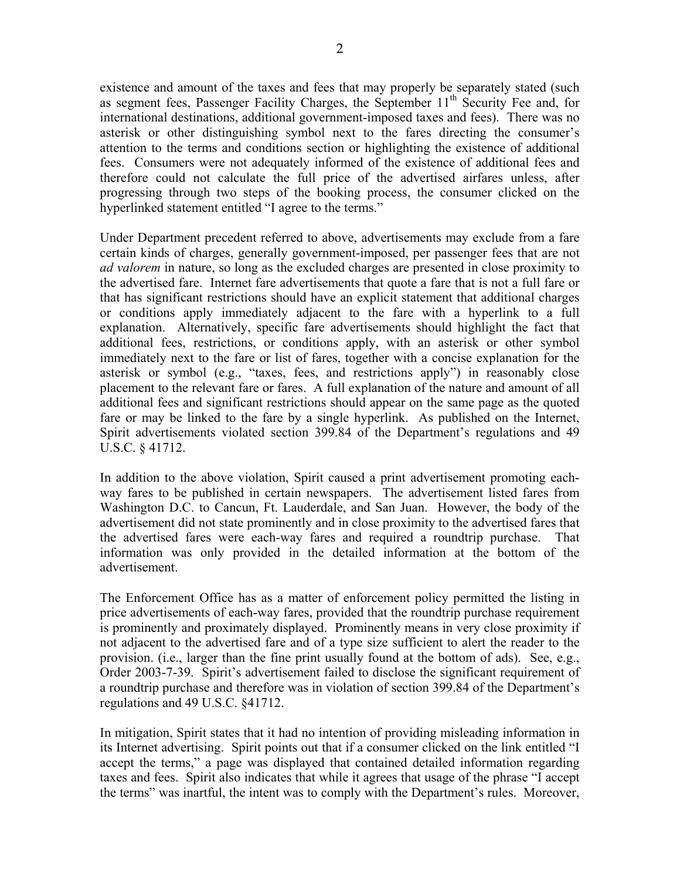existence and amount of the taxes and fees that may properly be separately stated (such as segment fees, Passenger Facility Charges, the September 11th Security Fee and, for international destinations, additional government-imposed taxes and fees). There was no asterisk or other distinguishing symbol next to the fares directing the consumer's attention to the terms and conditions section or highlighting the existence of additional fees. Consumers were not adequately informed of the existence of additional fees and therefore could not calculate the full price of the advertised airfares unless, after progressing through two steps of the booking process, the consumer clicked on the hyperlinked statement entitled "I agree to the terms."

Under Department precedent referred to above, advertisements may exclude from a fare certain kinds of charges, generally government-imposed, per passenger fees that are not *ad valorem* in nature, so long as the excluded charges are presented in close proximity to the advertised fare. Internet fare advertisements that quote a fare that is not a full fare or that has significant restrictions should have an explicit statement that additional charges or conditions apply immediately adjacent to the fare with a hyperlink to a full explanation. Alternatively, specific fare advertisements should highlight the fact that additional fees, restrictions, or conditions apply, with an asterisk or other symbol immediately next to the fare or list of fares, together with a concise explanation for the asterisk or symbol (e.g., "taxes, fees, and restrictions apply") in reasonably close placement to the relevant fare or fares. A full explanation of the nature and amount of all additional fees and significant restrictions should appear on the same page as the quoted fare or may be linked to the fare by a single hyperlink. As published on the Internet, Spirit advertisements violated section 399.84 of the Department's regulations and 49 U.S.C. § 41712.

In addition to the above violation, Spirit caused a print advertisement promoting each-way fares to be published in certain newspapers. The advertisement listed fares from Washington D.C. to Cancun, Ft. Lauderdale, and San Juan. However, the body of the advertisement did not state prominently and in close proximity to the advertised fares that the advertised fares were each-way fares and required a roundtrip purchase. That information was only provided in the detailed information at the bottom of the advertisement.

The Enforcement Office has as a matter of enforcement policy permitted the listing in price advertisements of each-way fares, provided that the roundtrip purchase requirement is prominently and proximately displayed. Prominently means in very close proximity if not adjacent to the advertised fare and of a type size sufficient to alert the reader to the provision. (i.e., larger than the fine print usually found at the bottom of ads). See, e.g., Order 2003-7-39. Spirit's advertisement failed to disclose the significant requirement of a roundtrip purchase and therefore was in violation of section 399.84 of the Department's regulations and 49 U.S.C. §41712.

In mitigation, Spirit states that it had no intention of providing misleading information in its Internet advertising. Spirit points out that if a consumer clicked on the link entitled "I accept the terms," a page was displayed that contained detailed information regarding taxes and fees. Spirit also indicates that while it agrees that usage of the phrase "I accept the terms" was inartful, the intent was to comply with the Department's rules. Moreover,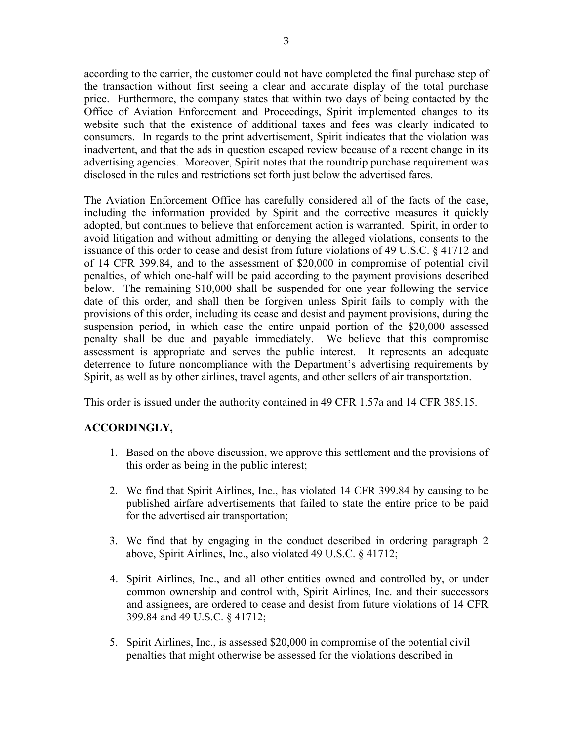according to the carrier, the customer could not have completed the final purchase step of the transaction without first seeing a clear and accurate display of the total purchase price. Furthermore, the company states that within two days of being contacted by the Office of Aviation Enforcement and Proceedings, Spirit implemented changes to its website such that the existence of additional taxes and fees was clearly indicated to consumers. In regards to the print advertisement, Spirit indicates that the violation was inadvertent, and that the ads in question escaped review because of a recent change in its advertising agencies. Moreover, Spirit notes that the roundtrip purchase requirement was disclosed in the rules and restrictions set forth just below the advertised fares.

The Aviation Enforcement Office has carefully considered all of the facts of the case, including the information provided by Spirit and the corrective measures it quickly adopted, but continues to believe that enforcement action is warranted. Spirit, in order to avoid litigation and without admitting or denying the alleged violations, consents to the issuance of this order to cease and desist from future violations of 49 U.S.C. § 41712 and of 14 CFR 399.84, and to the assessment of $20,000 in compromise of potential civil penalties, of which one-half will be paid according to the payment provisions described below. The remaining $10,000 shall be suspended for one year following the service date of this order, and shall then be forgiven unless Spirit fails to comply with the provisions of this order, including its cease and desist and payment provisions, during the suspension period, in which case the entire unpaid portion of the $20,000 assessed penalty shall be due and payable immediately. We believe that this compromise assessment is appropriate and serves the public interest. It represents an adequate deterrence to future noncompliance with the Department's advertising requirements by Spirit, as well as by other airlines, travel agents, and other sellers of air transportation.

This order is issued under the authority contained in 49 CFR 1.57a and 14 CFR 385.15.

**ACCORDINGLY,**

1. Based on the above discussion, we approve this settlement and the provisions of this order as being in the public interest;

2. We find that Spirit Airlines, Inc., has violated 14 CFR 399.84 by causing to be published airfare advertisements that failed to state the entire price to be paid for the advertised air transportation;

3. We find that by engaging in the conduct described in ordering paragraph 2 above, Spirit Airlines, Inc., also violated 49 U.S.C. § 41712;

4. Spirit Airlines, Inc., and all other entities owned and controlled by, or under common ownership and control with, Spirit Airlines, Inc. and their successors and assignees, are ordered to cease and desist from future violations of 14 CFR 399.84 and 49 U.S.C. § 41712;

5. Spirit Airlines, Inc., is assessed $20,000 in compromise of the potential civil penalties that might otherwise be assessed for the violations described in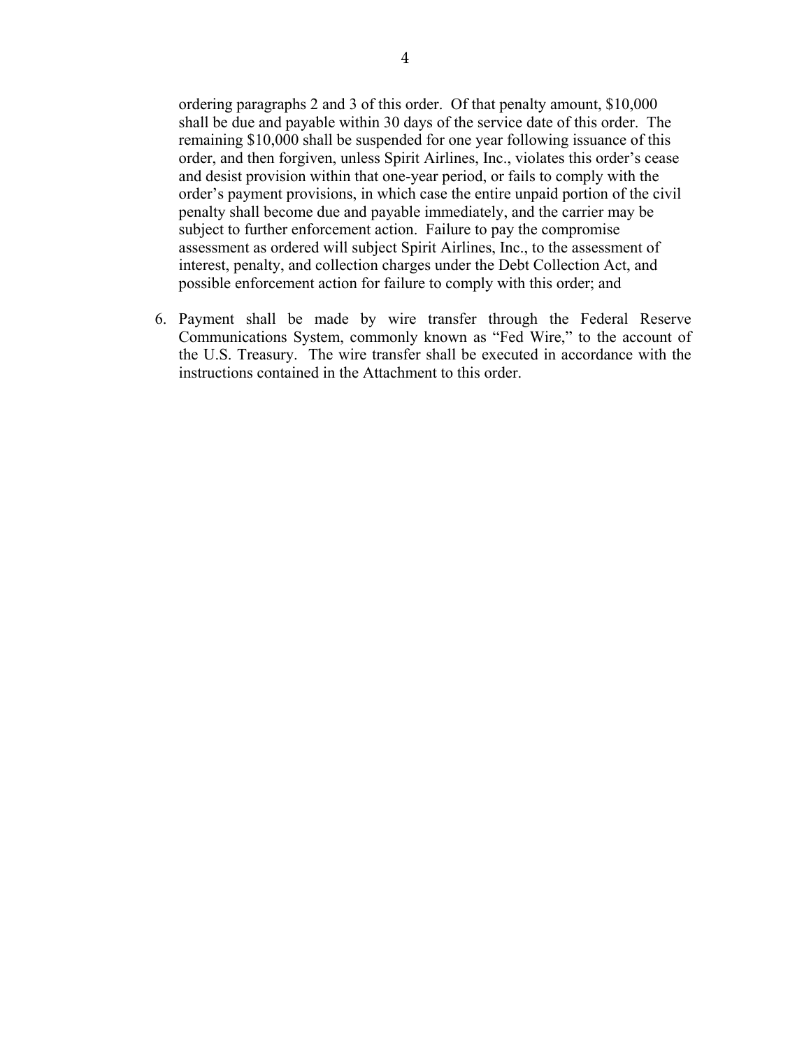ordering paragraphs 2 and 3 of this order. Of that penalty amount, $10,000 shall be due and payable within 30 days of the service date of this order. The remaining $10,000 shall be suspended for one year following issuance of this order, and then forgiven, unless Spirit Airlines, Inc., violates this order's cease and desist provision within that one-year period, or fails to comply with the order's payment provisions, in which case the entire unpaid portion of the civil penalty shall become due and payable immediately, and the carrier may be subject to further enforcement action. Failure to pay the compromise assessment as ordered will subject Spirit Airlines, Inc., to the assessment of interest, penalty, and collection charges under the Debt Collection Act, and possible enforcement action for failure to comply with this order; and

6. Payment shall be made by wire transfer through the Federal Reserve Communications System, commonly known as "Fed Wire," to the account of the U.S. Treasury. The wire transfer shall be executed in accordance with the instructions contained in the Attachment to this order.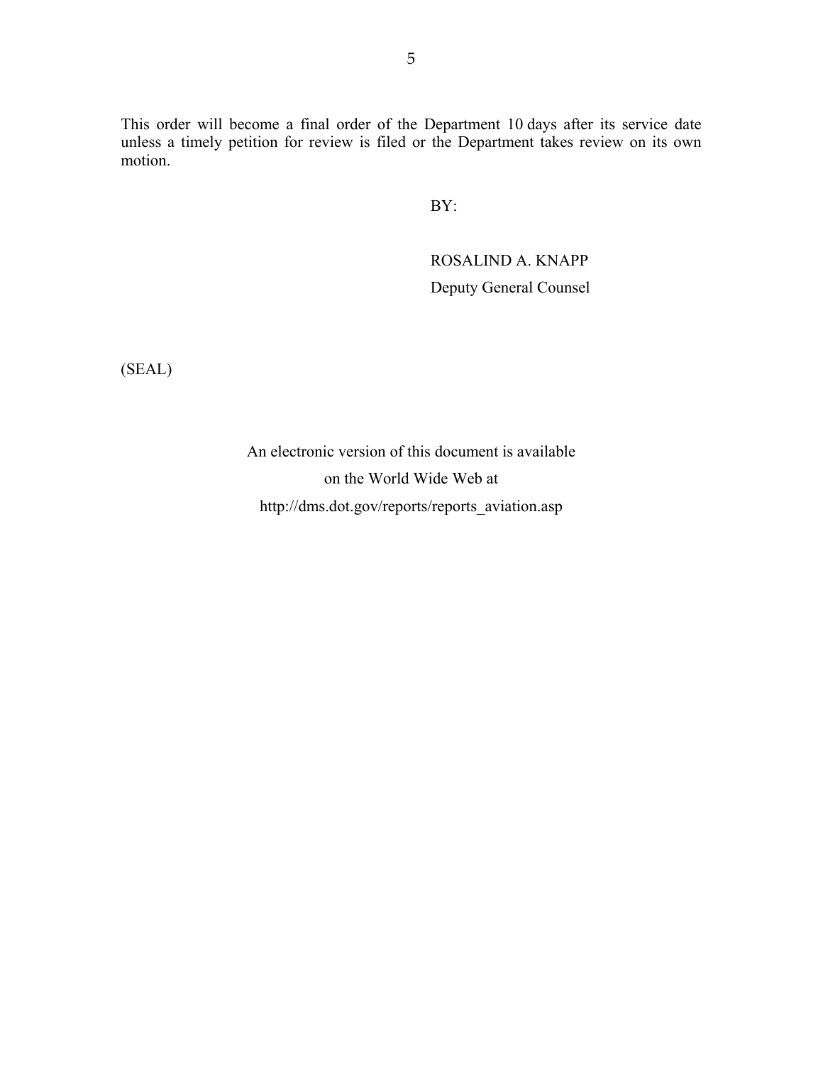This order will become a final order of the Department 10 days after its service date unless a timely petition for review is filed or the Department takes review on its own motion.

BY:

ROSALIND A. KNAPP

Deputy General Counsel

(SEAL)

An electronic version of this document is available

on the World Wide Web at

http://dms.dot.gov/reports/reports_aviation.asp